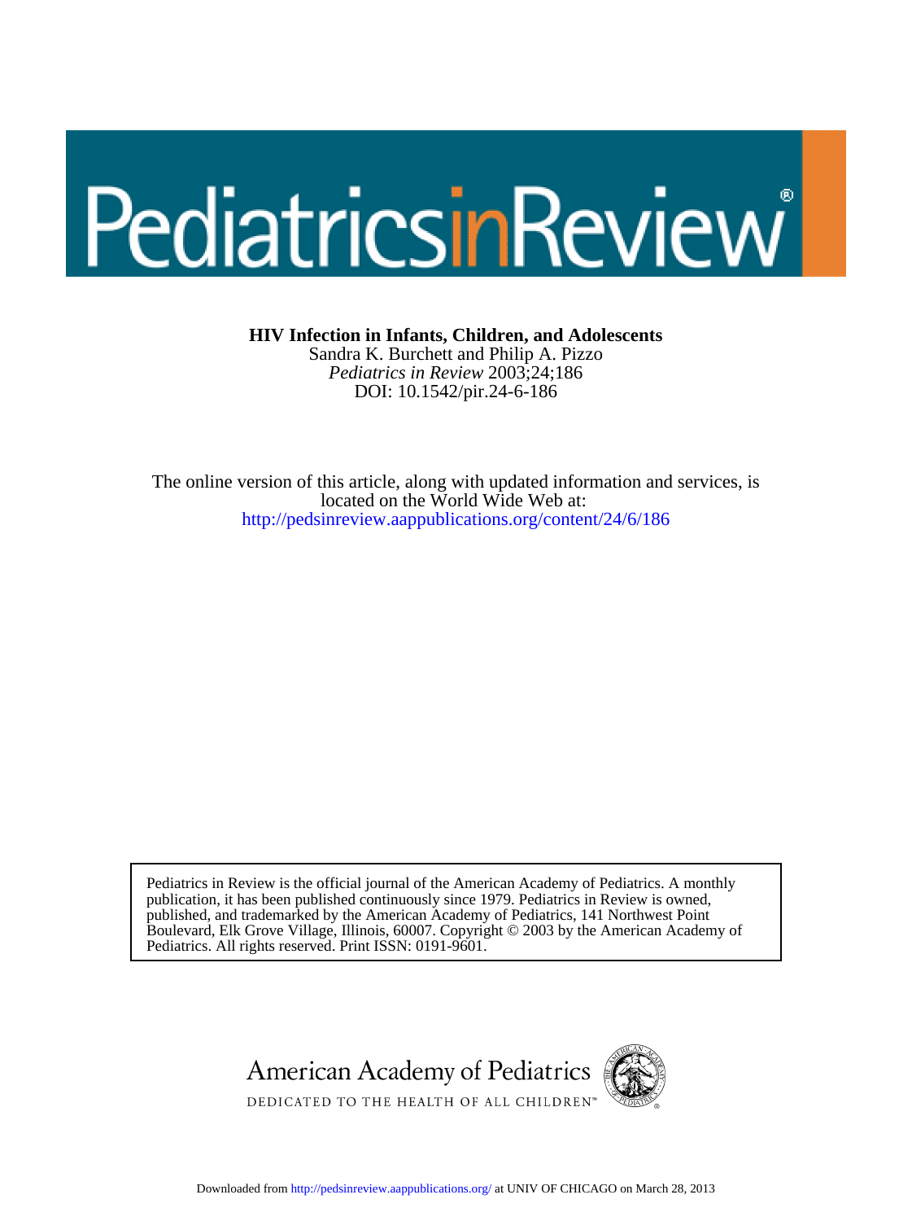# PediatricsinReview®

**HIV Infection in Infants, Children, and Adolescents**

Sandra K. Burchett and Philip A. Pizzo

*Pediatrics in Review* 2003;24;186

DOI: 10.1542/pir.24-6-186

The online version of this article, along with updated information and services, is located on the World Wide Web at:

http://pedsinreview.aappublications.org/content/24/6/186

Pediatrics in Review is the official journal of the American Academy of Pediatrics. A monthly publication, it has been published continuously since 1979. Pediatrics in Review is owned, published, and trademarked by the American Academy of Pediatrics, 141 Northwest Point Boulevard, Elk Grove Village, Illinois, 60007. Copyright © 2003 by the American Academy of Pediatrics. All rights reserved. Print ISSN: 0191-9601.

American Academy of Pediatrics

DEDICATED TO THE HEALTH OF ALL CHILDREN™

Downloaded from http://pedsinreview.aappublications.org/ at UNIV OF CHICAGO on March 28, 2013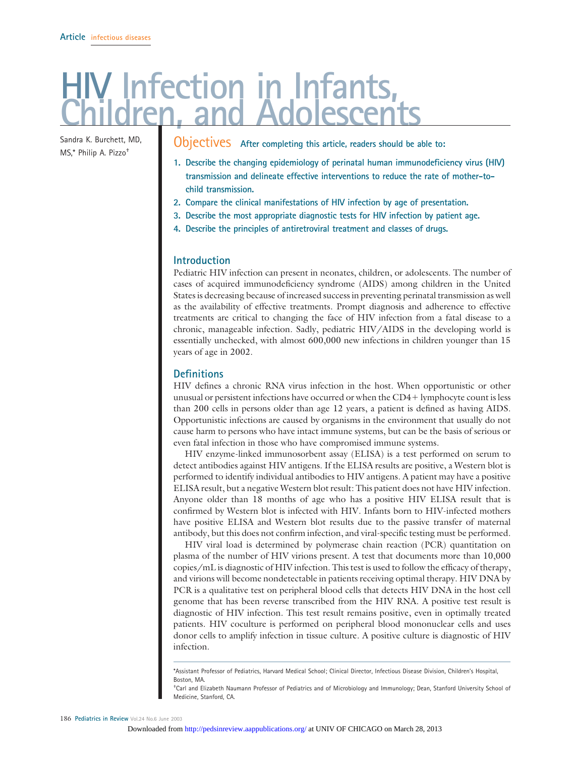Article infectious diseases

# HIV Infection in Infants, Children, and Adolescents

Sandra K. Burchett, MD, MS,* Philip A. Pizzo†

## Objectives

After completing this article, readers should be able to:

1. Describe the changing epidemiology of perinatal human immunodeficiency virus (HIV) transmission and delineate effective interventions to reduce the rate of mother-to-child transmission.
2. Compare the clinical manifestations of HIV infection by age of presentation.
3. Describe the most appropriate diagnostic tests for HIV infection by patient age.
4. Describe the principles of antiretroviral treatment and classes of drugs.

## Introduction

Pediatric HIV infection can present in neonates, children, or adolescents. The number of cases of acquired immunodeficiency syndrome (AIDS) among children in the United States is decreasing because of increased success in preventing perinatal transmission as well as the availability of effective treatments. Prompt diagnosis and adherence to effective treatments are critical to changing the face of HIV infection from a fatal disease to a chronic, manageable infection. Sadly, pediatric HIV/AIDS in the developing world is essentially unchecked, with almost 600,000 new infections in children younger than 15 years of age in 2002.

## Definitions

HIV defines a chronic RNA virus infection in the host. When opportunistic or other unusual or persistent infections have occurred or when the CD4+ lymphocyte count is less than 200 cells in persons older than age 12 years, a patient is defined as having AIDS. Opportunistic infections are caused by organisms in the environment that usually do not cause harm to persons who have intact immune systems, but can be the basis of serious or even fatal infection in those who have compromised immune systems.

HIV enzyme-linked immunosorbent assay (ELISA) is a test performed on serum to detect antibodies against HIV antigens. If the ELISA results are positive, a Western blot is performed to identify individual antibodies to HIV antigens. A patient may have a positive ELISA result, but a negative Western blot result: This patient does not have HIV infection. Anyone older than 18 months of age who has a positive HIV ELISA result that is confirmed by Western blot is infected with HIV. Infants born to HIV-infected mothers have positive ELISA and Western blot results due to the passive transfer of maternal antibody, but this does not confirm infection, and viral-specific testing must be performed.

HIV viral load is determined by polymerase chain reaction (PCR) quantitation on plasma of the number of HIV virions present. A test that documents more than 10,000 copies/mL is diagnostic of HIV infection. This test is used to follow the efficacy of therapy, and virions will become nondetectable in patients receiving optimal therapy. HIV DNA by PCR is a qualitative test on peripheral blood cells that detects HIV DNA in the host cell genome that has been reverse transcribed from the HIV RNA. A positive test result is diagnostic of HIV infection. This test result remains positive, even in optimally treated patients. HIV coculture is performed on peripheral blood mononuclear cells and uses donor cells to amplify infection in tissue culture. A positive culture is diagnostic of HIV infection.

*Assistant Professor of Pediatrics, Harvard Medical School; Clinical Director, Infectious Disease Division, Children's Hospital, Boston, MA.

†Carl and Elizabeth Naumann Professor of Pediatrics and of Microbiology and Immunology; Dean, Stanford University School of Medicine, Stanford, CA.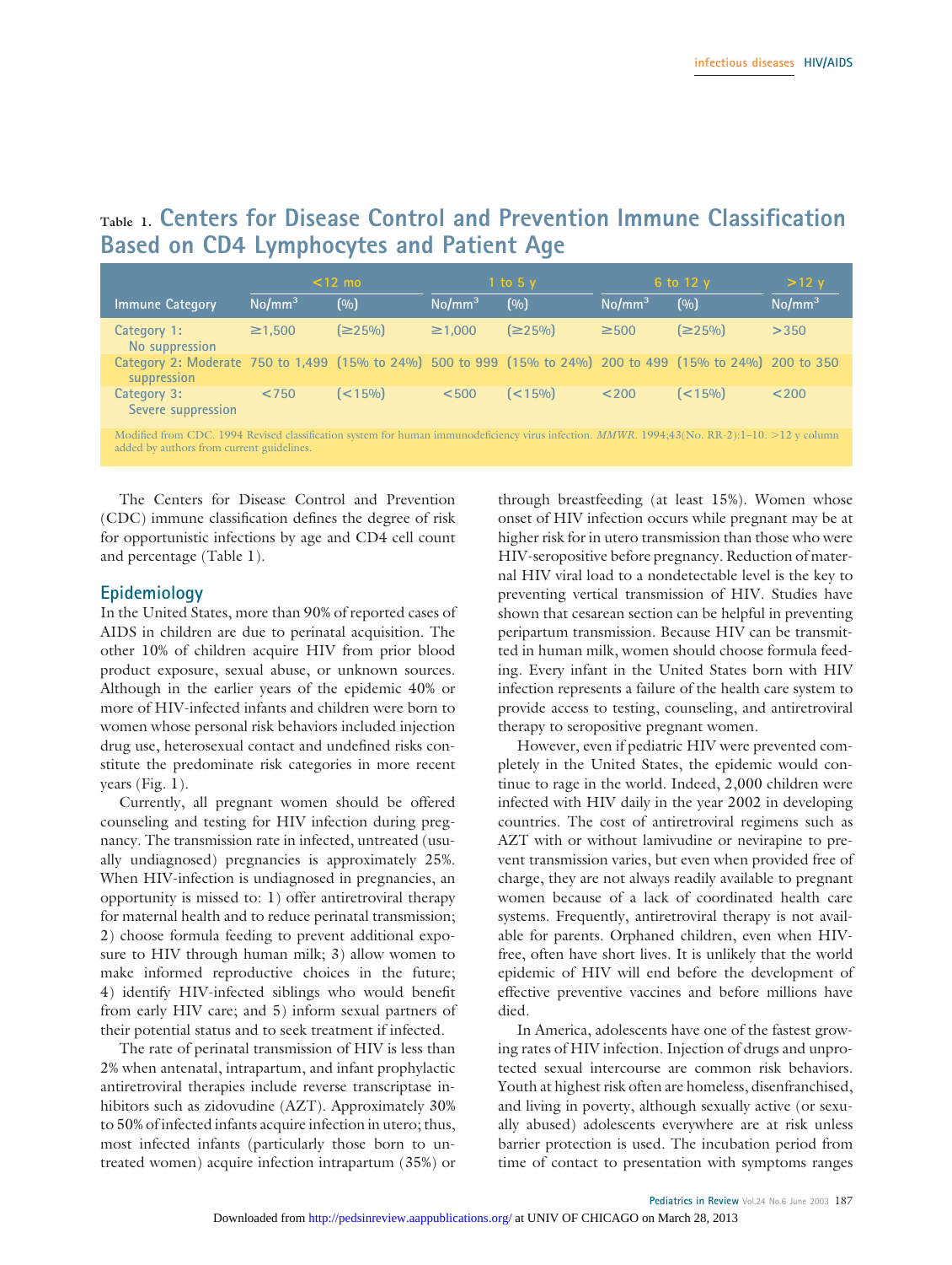**Table 1. Centers for Disease Control and Prevention Immune Classification Based on CD4 Lymphocytes and Patient Age**

| Immune Category | <12 mo | | 1 to 5 y | | 6 to 12 y | | >12 y |
|---|---|---|---|---|---|---|---|
| | No/mm$^3$ | (%) | No/mm$^3$ | (%) | No/mm$^3$ | (%) | No/mm$^3$ |
| Category 1: No suppression | ≥1,500 | (≥25%) | ≥1,000 | (≥25%) | ≥500 | (≥25%) | >350 |
| Category 2: Moderate suppression | 750 to 1,499 | (15% to 24%) | 500 to 999 | (15% to 24%) | 200 to 499 | (15% to 24%) | 200 to 350 |
| Category 3: Severe suppression | <750 | (<15%) | <500 | (<15%) | <200 | (<15%) | <200 |

Modified from CDC. 1994 Revised classification system for human immunodeficiency virus infection. *MMWR*. 1994;43(No. RR-2):1–10. >12 y column added by authors from current guidelines.

The Centers for Disease Control and Prevention (CDC) immune classification defines the degree of risk for opportunistic infections by age and CD4 cell count and percentage (Table 1).

## Epidemiology

In the United States, more than 90% of reported cases of AIDS in children are due to perinatal acquisition. The other 10% of children acquire HIV from prior blood product exposure, sexual abuse, or unknown sources. Although in the earlier years of the epidemic 40% or more of HIV-infected infants and children were born to women whose personal risk behaviors included injection drug use, heterosexual contact and undefined risks constitute the predominate risk categories in more recent years (Fig. 1).

Currently, all pregnant women should be offered counseling and testing for HIV infection during pregnancy. The transmission rate in infected, untreated (usually undiagnosed) pregnancies is approximately 25%. When HIV-infection is undiagnosed in pregnancies, an opportunity is missed to: 1) offer antiretroviral therapy for maternal health and to reduce perinatal transmission; 2) choose formula feeding to prevent additional exposure to HIV through human milk; 3) allow women to make informed reproductive choices in the future; 4) identify HIV-infected siblings who would benefit from early HIV care; and 5) inform sexual partners of their potential status and to seek treatment if infected.

The rate of perinatal transmission of HIV is less than 2% when antenatal, intrapartum, and infant prophylactic antiretroviral therapies include reverse transcriptase inhibitors such as zidovudine (AZT). Approximately 30% to 50% of infected infants acquire infection in utero; thus, most infected infants (particularly those born to untreated women) acquire infection intrapartum (35%) or through breastfeeding (at least 15%). Women whose onset of HIV infection occurs while pregnant may be at higher risk for in utero transmission than those who were HIV-seropositive before pregnancy. Reduction of maternal HIV viral load to a nondetectable level is the key to preventing vertical transmission of HIV. Studies have shown that cesarean section can be helpful in preventing peripartum transmission. Because HIV can be transmitted in human milk, women should choose formula feeding. Every infant in the United States born with HIV infection represents a failure of the health care system to provide access to testing, counseling, and antiretroviral therapy to seropositive pregnant women.

However, even if pediatric HIV were prevented completely in the United States, the epidemic would continue to rage in the world. Indeed, 2,000 children were infected with HIV daily in the year 2002 in developing countries. The cost of antiretroviral regimens such as AZT with or without lamivudine or nevirapine to prevent transmission varies, but even when provided free of charge, they are not always readily available to pregnant women because of a lack of coordinated health care systems. Frequently, antiretroviral therapy is not available for parents. Orphaned children, even when HIV-free, often have short lives. It is unlikely that the world epidemic of HIV will end before the development of effective preventive vaccines and before millions have died.

In America, adolescents have one of the fastest growing rates of HIV infection. Injection of drugs and unprotected sexual intercourse are common risk behaviors. Youth at highest risk often are homeless, disenfranchised, and living in poverty, although sexually active (or sexually abused) adolescents everywhere are at risk unless barrier protection is used. The incubation period from time of contact to presentation with symptoms ranges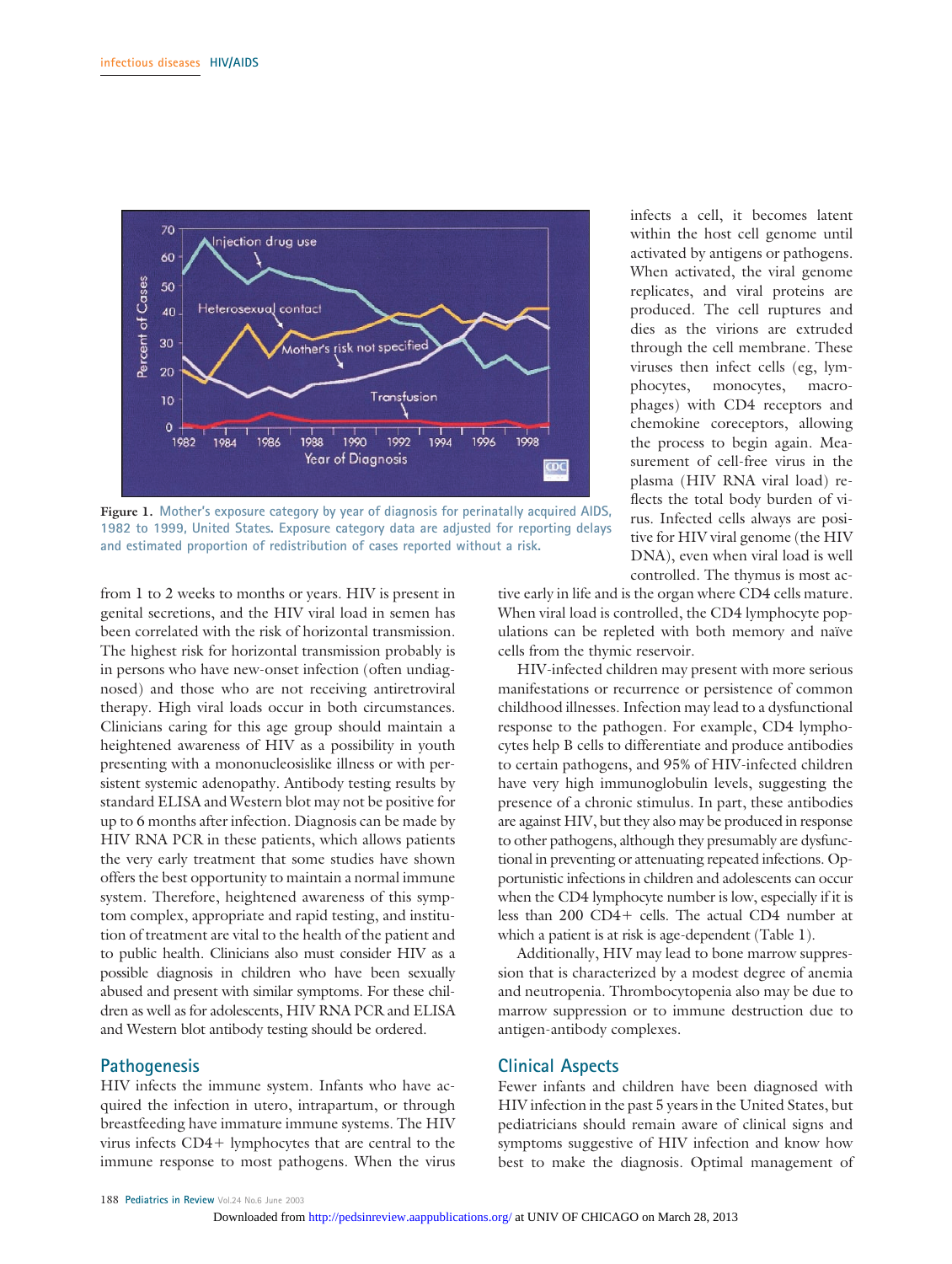**Figure 1.** Mother's exposure category by year of diagnosis for perinatally acquired AIDS, 1982 to 1999, United States. Exposure category data are adjusted for reporting delays and estimated proportion of redistribution of cases reported without a risk.

from 1 to 2 weeks to months or years. HIV is present in genital secretions, and the HIV viral load in semen has been correlated with the risk of horizontal transmission. The highest risk for horizontal transmission probably is in persons who have new-onset infection (often undiagnosed) and those who are not receiving antiretroviral therapy. High viral loads occur in both circumstances. Clinicians caring for this age group should maintain a heightened awareness of HIV as a possibility in youth presenting with a mononucleosislike illness or with persistent systemic adenopathy. Antibody testing results by standard ELISA and Western blot may not be positive for up to 6 months after infection. Diagnosis can be made by HIV RNA PCR in these patients, which allows patients the very early treatment that some studies have shown offers the best opportunity to maintain a normal immune system. Therefore, heightened awareness of this symptom complex, appropriate and rapid testing, and institution of treatment are vital to the health of the patient and to public health. Clinicians also must consider HIV as a possible diagnosis in children who have been sexually abused and present with similar symptoms. For these children as well as for adolescents, HIV RNA PCR and ELISA and Western blot antibody testing should be ordered.

## Pathogenesis

HIV infects the immune system. Infants who have acquired the infection in utero, intrapartum, or through breastfeeding have immature immune systems. The HIV virus infects CD4+ lymphocytes that are central to the immune response to most pathogens. When the virus infects a cell, it becomes latent within the host cell genome until activated by antigens or pathogens. When activated, the viral genome replicates, and viral proteins are produced. The cell ruptures and dies as the virions are extruded through the cell membrane. These viruses then infect cells (eg, lymphocytes, monocytes, macrophages) with CD4 receptors and chemokine coreceptors, allowing the process to begin again. Measurement of cell-free virus in the plasma (HIV RNA viral load) reflects the total body burden of virus. Infected cells always are positive for HIV viral genome (the HIV DNA), even when viral load is well controlled. The thymus is most active early in life and is the organ where CD4 cells mature. When viral load is controlled, the CD4 lymphocyte populations can be repleted with both memory and naïve cells from the thymic reservoir.

HIV-infected children may present with more serious manifestations or recurrence or persistence of common childhood illnesses. Infection may lead to a dysfunctional response to the pathogen. For example, CD4 lymphocytes help B cells to differentiate and produce antibodies to certain pathogens, and 95% of HIV-infected children have very high immunoglobulin levels, suggesting the presence of a chronic stimulus. In part, these antibodies are against HIV, but they also may be produced in response to other pathogens, although they presumably are dysfunctional in preventing or attenuating repeated infections. Opportunistic infections in children and adolescents can occur when the CD4 lymphocyte number is low, especially if it is less than 200 CD4+ cells. The actual CD4 number at which a patient is at risk is age-dependent (Table 1).

Additionally, HIV may lead to bone marrow suppression that is characterized by a modest degree of anemia and neutropenia. Thrombocytopenia also may be due to marrow suppression or to immune destruction due to antigen-antibody complexes.

## Clinical Aspects

Fewer infants and children have been diagnosed with HIV infection in the past 5 years in the United States, but pediatricians should remain aware of clinical signs and symptoms suggestive of HIV infection and know how best to make the diagnosis. Optimal management of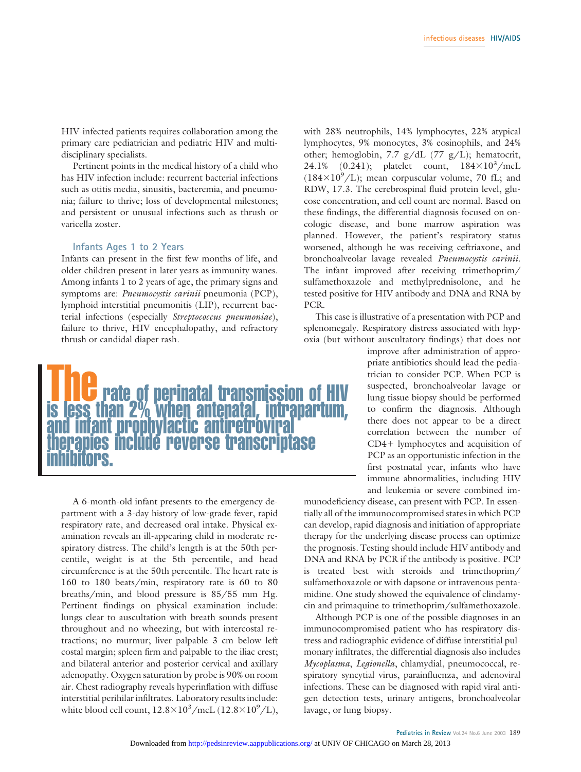HIV-infected patients requires collaboration among the primary care pediatrician and pediatric HIV and multidisciplinary specialists.

Pertinent points in the medical history of a child who has HIV infection include: recurrent bacterial infections such as otitis media, sinusitis, bacteremia, and pneumonia; failure to thrive; loss of developmental milestones; and persistent or unusual infections such as thrush or varicella zoster.

### Infants Ages 1 to 2 Years

Infants can present in the first few months of life, and older children present in later years as immunity wanes. Among infants 1 to 2 years of age, the primary signs and symptoms are: *Pneumocystis carinii* pneumonia (PCP), lymphoid interstitial pneumonitis (LIP), recurrent bacterial infections (especially *Streptococcus pneumoniae*), failure to thrive, HIV encephalopathy, and refractory thrush or candidal diaper rash.

**The rate of perinatal transmission of HIV is less than 2% when antenatal, intrapartum, and infant prophylactic antiretroviral therapies include reverse transcriptase inhibitors.**

A 6-month-old infant presents to the emergency department with a 3-day history of low-grade fever, rapid respiratory rate, and decreased oral intake. Physical examination reveals an ill-appearing child in moderate respiratory distress. The child's length is at the 50th percentile, weight is at the 5th percentile, and head circumference is at the 50th percentile. The heart rate is 160 to 180 beats/min, respiratory rate is 60 to 80 breaths/min, and blood pressure is 85/55 mm Hg. Pertinent findings on physical examination include: lungs clear to auscultation with breath sounds present throughout and no wheezing, but with intercostal retractions; no murmur; liver palpable 3 cm below left costal margin; spleen firm and palpable to the iliac crest; and bilateral anterior and posterior cervical and axillary adenopathy. Oxygen saturation by probe is 90% on room air. Chest radiography reveals hyperinflation with diffuse interstitial perihilar infiltrates. Laboratory results include: white blood cell count, $12.8 \times 10^3$/mcL ($12.8 \times 10^9$/L), with 28% neutrophils, 14% lymphocytes, 22% atypical lymphocytes, 9% monocytes, 3% eosinophils, and 24% other; hemoglobin, 7.7 g/dL (77 g/L); hematocrit, 24.1% (0.241); platelet count, $184 \times 10^3$/mcL ($184 \times 10^9$/L); mean corpuscular volume, 70 fL; and RDW, 17.3. The cerebrospinal fluid protein level, glucose concentration, and cell count are normal. Based on these findings, the differential diagnosis focused on oncologic disease, and bone marrow aspiration was planned. However, the patient's respiratory status worsened, although he was receiving ceftriaxone, and bronchoalveolar lavage revealed *Pneumocystis carinii*. The infant improved after receiving trimethoprim/sulfamethoxazole and methylprednisolone, and he tested positive for HIV antibody and DNA and RNA by PCR.

This case is illustrative of a presentation with PCP and splenomegaly. Respiratory distress associated with hypoxia (but without auscultatory findings) that does not improve after administration of appropriate antibiotics should lead the pediatrician to consider PCP. When PCP is suspected, bronchoalveolar lavage or lung tissue biopsy should be performed to confirm the diagnosis. Although there does not appear to be a direct correlation between the number of CD4+ lymphocytes and acquisition of PCP as an opportunistic infection in the first postnatal year, infants who have immune abnormalities, including HIV and leukemia or severe combined immunodeficiency disease, can present with PCP. In essentially all of the immunocompromised states in which PCP can develop, rapid diagnosis and initiation of appropriate therapy for the underlying disease process can optimize the prognosis. Testing should include HIV antibody and DNA and RNA by PCR if the antibody is positive. PCP is treated best with steroids and trimethoprim/sulfamethoxazole or with dapsone or intravenous pentamidine. One study showed the equivalence of clindamycin and primaquine to trimethoprim/sulfamethoxazole.

Although PCP is one of the possible diagnoses in an immunocompromised patient who has respiratory distress and radiographic evidence of diffuse interstitial pulmonary infiltrates, the differential diagnosis also includes *Mycoplasma*, *Legionella*, chlamydial, pneumococcal, respiratory syncytial virus, parainfluenza, and adenoviral infections. These can be diagnosed with rapid viral antigen detection tests, urinary antigens, bronchoalveolar lavage, or lung biopsy.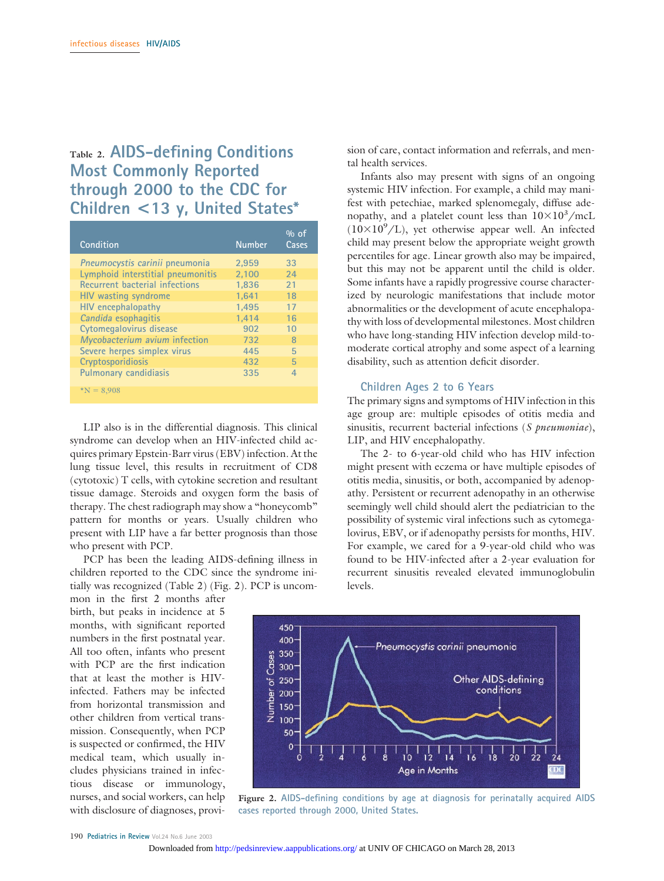### Table 2. AIDS-defining Conditions Most Commonly Reported through 2000 to the CDC for Children <13 y, United States*

| Condition | Number | % of Cases |
|---|---|---|
| *Pneumocystis carinii* pneumonia | 2,959 | 33 |
| Lymphoid interstitial pneumonitis | 2,100 | 24 |
| Recurrent bacterial infections | 1,836 | 21 |
| HIV wasting syndrome | 1,641 | 18 |
| HIV encephalopathy | 1,495 | 17 |
| *Candida* esophagitis | 1,414 | 16 |
| Cytomegalovirus disease | 902 | 10 |
| *Mycobacterium avium* infection | 732 | 8 |
| Severe herpes simplex virus | 445 | 5 |
| Cryptosporidiosis | 432 | 5 |
| Pulmonary candidiasis | 335 | 4 |

*N = 8,908

LIP also is in the differential diagnosis. This clinical syndrome can develop when an HIV-infected child acquires primary Epstein-Barr virus (EBV) infection. At the lung tissue level, this results in recruitment of CD8 (cytotoxic) T cells, with cytokine secretion and resultant tissue damage. Steroids and oxygen form the basis of therapy. The chest radiograph may show a "honeycomb" pattern for months or years. Usually children who present with LIP have a far better prognosis than those who present with PCP.

PCP has been the leading AIDS-defining illness in children reported to the CDC since the syndrome initially was recognized (Table 2) (Fig. 2). PCP is uncommon in the first 2 months after birth, but peaks in incidence at 5 months, with significant reported numbers in the first postnatal year. All too often, infants who present with PCP are the first indication that at least the mother is HIV-infected. Fathers may be infected from horizontal transmission and other children from vertical transmission. Consequently, when PCP is suspected or confirmed, the HIV medical team, which usually includes physicians trained in infectious disease or immunology, nurses, and social workers, can help with disclosure of diagnoses, provision of care, contact information and referrals, and mental health services.

Infants also may present with signs of an ongoing systemic HIV infection. For example, a child may manifest with petechiae, marked splenomegaly, diffuse adenopathy, and a platelet count less than $10 \times 10^3$/mcL ($10 \times 10^9$/L), yet otherwise appear well. An infected child may present below the appropriate weight growth percentiles for age. Linear growth also may be impaired, but this may not be apparent until the child is older. Some infants have a rapidly progressive course characterized by neurologic manifestations that include motor abnormalities or the development of acute encephalopathy with loss of developmental milestones. Most children who have long-standing HIV infection develop mild-to-moderate cortical atrophy and some aspect of a learning disability, such as attention deficit disorder.

## Children Ages 2 to 6 Years

The primary signs and symptoms of HIV infection in this age group are: multiple episodes of otitis media and sinusitis, recurrent bacterial infections (*S pneumoniae*), LIP, and HIV encephalopathy.

The 2- to 6-year-old child who has HIV infection might present with eczema or have multiple episodes of otitis media, sinusitis, or both, accompanied by adenopathy. Persistent or recurrent adenopathy in an otherwise seemingly well child should alert the pediatrician to the possibility of systemic viral infections such as cytomegalovirus, EBV, or if adenopathy persists for months, HIV. For example, we cared for a 9-year-old child who was found to be HIV-infected after a 2-year evaluation for recurrent sinusitis revealed elevated immunoglobulin levels.

**Figure 2.** AIDS-defining conditions by age at diagnosis for perinatally acquired AIDS cases reported through 2000, United States.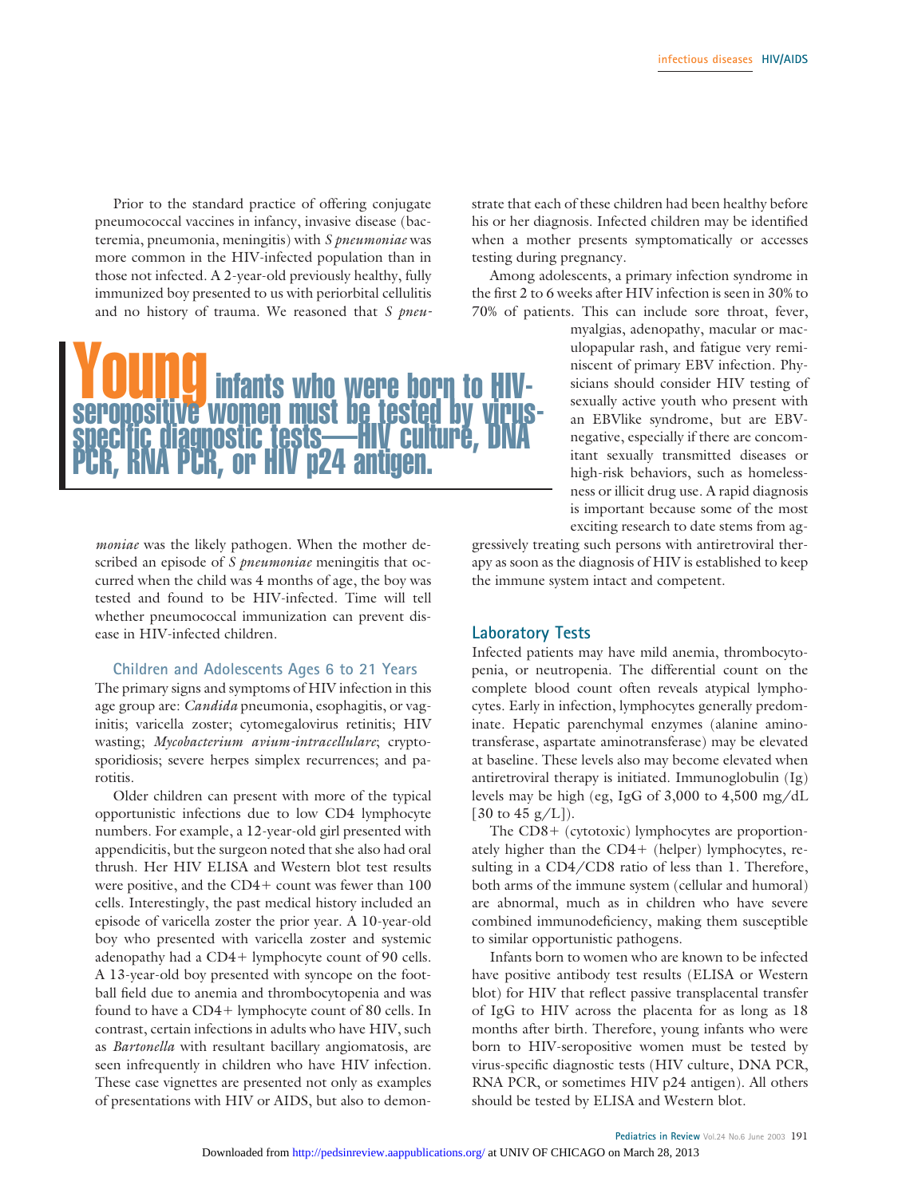Prior to the standard practice of offering conjugate pneumococcal vaccines in infancy, invasive disease (bacteremia, pneumonia, meningitis) with *S pneumoniae* was more common in the HIV-infected population than in those not infected. A 2-year-old previously healthy, fully immunized boy presented to us with periorbital cellulitis and no history of trauma. We reasoned that *S pneumoniae* was the likely pathogen. When the mother described an episode of *S pneumoniae* meningitis that occurred when the child was 4 months of age, the boy was tested and found to be HIV-infected. Time will tell whether pneumococcal immunization can prevent disease in HIV-infected children.

> **Young infants who were born to HIV-seropositive women must be tested by virus-specific diagnostic tests—HIV culture, DNA PCR, RNA PCR, or HIV p24 antigen.**

### Children and Adolescents Ages 6 to 21 Years

The primary signs and symptoms of HIV infection in this age group are: *Candida* pneumonia, esophagitis, or vaginitis; varicella zoster; cytomegalovirus retinitis; HIV wasting; *Mycobacterium avium-intracellulare*; cryptosporidiosis; severe herpes simplex recurrences; and parotitis.

Older children can present with more of the typical opportunistic infections due to low CD4 lymphocyte numbers. For example, a 12-year-old girl presented with appendicitis, but the surgeon noted that she also had oral thrush. Her HIV ELISA and Western blot test results were positive, and the CD4+ count was fewer than 100 cells. Interestingly, the past medical history included an episode of varicella zoster the prior year. A 10-year-old boy who presented with varicella zoster and systemic adenopathy had a CD4+ lymphocyte count of 90 cells. A 13-year-old boy presented with syncope on the football field due to anemia and thrombocytopenia and was found to have a CD4+ lymphocyte count of 80 cells. In contrast, certain infections in adults who have HIV, such as *Bartonella* with resultant bacillary angiomatosis, are seen infrequently in children who have HIV infection. These case vignettes are presented not only as examples of presentations with HIV or AIDS, but also to demonstrate that each of these children had been healthy before his or her diagnosis. Infected children may be identified when a mother presents symptomatically or accesses testing during pregnancy.

Among adolescents, a primary infection syndrome in the first 2 to 6 weeks after HIV infection is seen in 30% to 70% of patients. This can include sore throat, fever, myalgias, adenopathy, macular or maculopapular rash, and fatigue very reminiscent of primary EBV infection. Physicians should consider HIV testing of sexually active youth who present with an EBVlike syndrome, but are EBV-negative, especially if there are concomitant sexually transmitted diseases or high-risk behaviors, such as homelessness or illicit drug use. A rapid diagnosis is important because some of the most exciting research to date stems from aggressively treating such persons with antiretroviral therapy as soon as the diagnosis of HIV is established to keep the immune system intact and competent.

## Laboratory Tests

Infected patients may have mild anemia, thrombocytopenia, or neutropenia. The differential count on the complete blood count often reveals atypical lymphocytes. Early in infection, lymphocytes generally predominate. Hepatic parenchymal enzymes (alanine aminotransferase, aspartate aminotransferase) may be elevated at baseline. These levels also may become elevated when antiretroviral therapy is initiated. Immunoglobulin (Ig) levels may be high (eg, IgG of 3,000 to 4,500 mg/dL [30 to 45 g/L]).

The CD8+ (cytotoxic) lymphocytes are proportionately higher than the CD4+ (helper) lymphocytes, resulting in a CD4/CD8 ratio of less than 1. Therefore, both arms of the immune system (cellular and humoral) are abnormal, much as in children who have severe combined immunodeficiency, making them susceptible to similar opportunistic pathogens.

Infants born to women who are known to be infected have positive antibody test results (ELISA or Western blot) for HIV that reflect passive transplacental transfer of IgG to HIV across the placenta for as long as 18 months after birth. Therefore, young infants who were born to HIV-seropositive women must be tested by virus-specific diagnostic tests (HIV culture, DNA PCR, RNA PCR, or sometimes HIV p24 antigen). All others should be tested by ELISA and Western blot.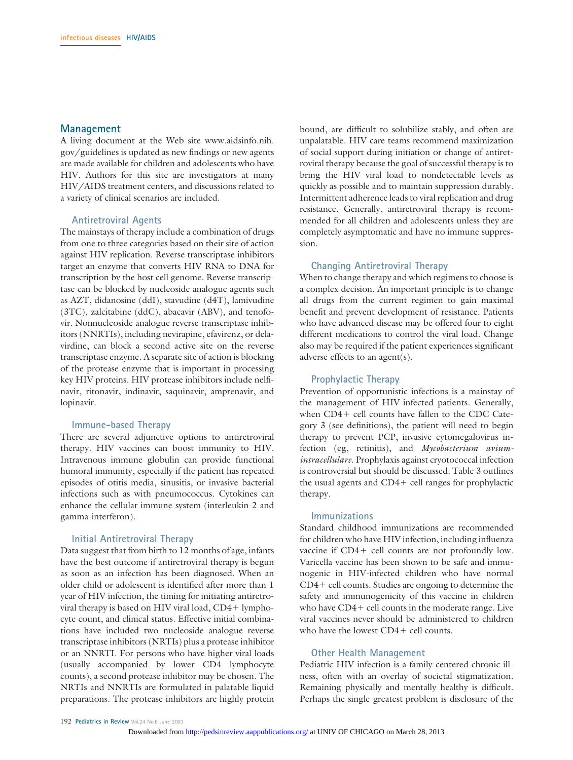## Management

A living document at the Web site www.aidsinfo.nih.gov/guidelines is updated as new findings or new agents are made available for children and adolescents who have HIV. Authors for this site are investigators at many HIV/AIDS treatment centers, and discussions related to a variety of clinical scenarios are included.

### Antiretroviral Agents

The mainstays of therapy include a combination of drugs from one to three categories based on their site of action against HIV replication. Reverse transcriptase inhibitors target an enzyme that converts HIV RNA to DNA for transcription by the host cell genome. Reverse transcriptase can be blocked by nucleoside analogue agents such as AZT, didanosine (ddI), stavudine (d4T), lamivudine (3TC), zalcitabine (ddC), abacavir (ABV), and tenofovir. Nonnucleoside analogue reverse transcriptase inhibitors (NNRTIs), including nevirapine, efavirenz, or delavirdine, can block a second active site on the reverse transcriptase enzyme. A separate site of action is blocking of the protease enzyme that is important in processing key HIV proteins. HIV protease inhibitors include nelfinavir, ritonavir, indinavir, saquinavir, amprenavir, and lopinavir.

### Immune-based Therapy

There are several adjunctive options to antiretroviral therapy. HIV vaccines can boost immunity to HIV. Intravenous immune globulin can provide functional humoral immunity, especially if the patient has repeated episodes of otitis media, sinusitis, or invasive bacterial infections such as with pneumococcus. Cytokines can enhance the cellular immune system (interleukin-2 and gamma-interferon).

### Initial Antiretroviral Therapy

Data suggest that from birth to 12 months of age, infants have the best outcome if antiretroviral therapy is begun as soon as an infection has been diagnosed. When an older child or adolescent is identified after more than 1 year of HIV infection, the timing for initiating antiretroviral therapy is based on HIV viral load, CD4+ lymphocyte count, and clinical status. Effective initial combinations have included two nucleoside analogue reverse transcriptase inhibitors (NRTIs) plus a protease inhibitor or an NNRTI. For persons who have higher viral loads (usually accompanied by lower CD4 lymphocyte counts), a second protease inhibitor may be chosen. The NRTIs and NNRTIs are formulated in palatable liquid preparations. The protease inhibitors are highly protein bound, are difficult to solubilize stably, and often are unpalatable. HIV care teams recommend maximization of social support during initiation or change of antiretroviral therapy because the goal of successful therapy is to bring the HIV viral load to nondetectable levels as quickly as possible and to maintain suppression durably. Intermittent adherence leads to viral replication and drug resistance. Generally, antiretroviral therapy is recommended for all children and adolescents unless they are completely asymptomatic and have no immune suppression.

### Changing Antiretroviral Therapy

When to change therapy and which regimens to choose is a complex decision. An important principle is to change all drugs from the current regimen to gain maximal benefit and prevent development of resistance. Patients who have advanced disease may be offered four to eight different medications to control the viral load. Change also may be required if the patient experiences significant adverse effects to an agent(s).

### Prophylactic Therapy

Prevention of opportunistic infections is a mainstay of the management of HIV-infected patients. Generally, when CD4+ cell counts have fallen to the CDC Category 3 (see definitions), the patient will need to begin therapy to prevent PCP, invasive cytomegalovirus infection (eg, retinitis), and *Mycobacterium avium-intracellulare*. Prophylaxis against cryotococcal infection is controversial but should be discussed. Table 3 outlines the usual agents and CD4+ cell ranges for prophylactic therapy.

### Immunizations

Standard childhood immunizations are recommended for children who have HIV infection, including influenza vaccine if CD4+ cell counts are not profoundly low. Varicella vaccine has been shown to be safe and immunogenic in HIV-infected children who have normal CD4+ cell counts. Studies are ongoing to determine the safety and immunogenicity of this vaccine in children who have CD4+ cell counts in the moderate range. Live viral vaccines never should be administered to children who have the lowest CD4+ cell counts.

### Other Health Management

Pediatric HIV infection is a family-centered chronic illness, often with an overlay of societal stigmatization. Remaining physically and mentally healthy is difficult. Perhaps the single greatest problem is disclosure of the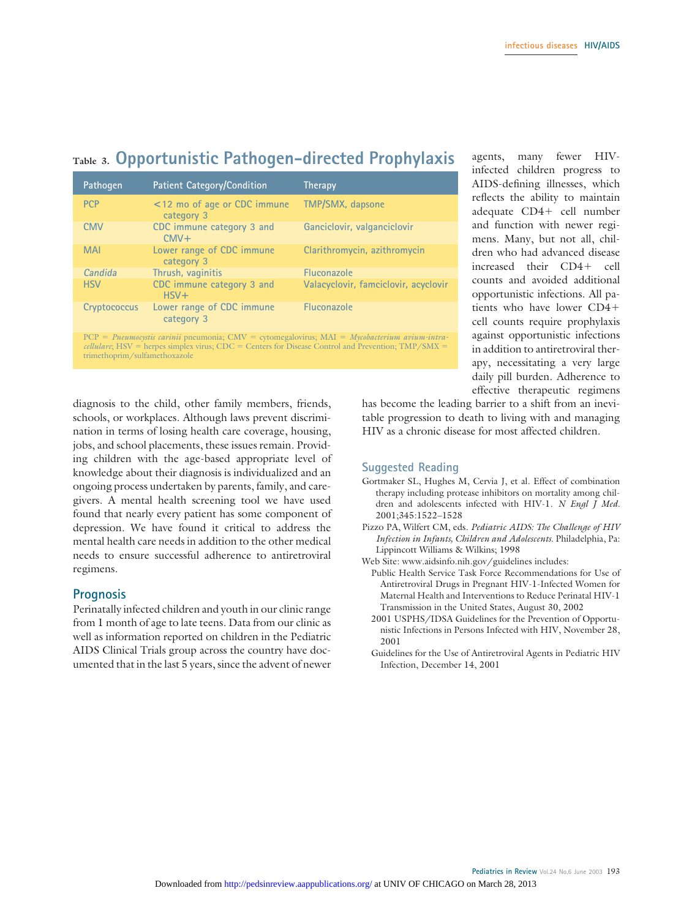## Table 3. Opportunistic Pathogen-directed Prophylaxis

| Pathogen | Patient Category/Condition | Therapy |
|---|---|---|
| PCP | <12 mo of age or CDC immune category 3 | TMP/SMX, dapsone |
| CMV | CDC immune category 3 and CMV+ | Ganciclovir, valganciclovir |
| MAI | Lower range of CDC immune category 3 | Clarithromycin, azithromycin |
| *Candida* | Thrush, vaginitis | Fluconazole |
| HSV | CDC immune category 3 and HSV+ | Valacyclovir, famciclovir, acyclovir |
| Cryptococcus | Lower range of CDC immune category 3 | Fluconazole |

PCP = *Pneumocystis carinii* pneumonia; CMV = cytomegalovirus; MAI = *Mycobacterium avium-intracellulare*; HSV = herpes simplex virus; CDC = Centers for Disease Control and Prevention; TMP/SMX = trimethoprim/sulfamethoxazole

diagnosis to the child, other family members, friends, schools, or workplaces. Although laws prevent discrimination in terms of losing health care coverage, housing, jobs, and school placements, these issues remain. Providing children with the age-based appropriate level of knowledge about their diagnosis is individualized and an ongoing process undertaken by parents, family, and caregivers. A mental health screening tool we have used found that nearly every patient has some component of depression. We have found it critical to address the mental health care needs in addition to the other medical needs to ensure successful adherence to antiretroviral regimens.

## Prognosis

Perinatally infected children and youth in our clinic range from 1 month of age to late teens. Data from our clinic as well as information reported on children in the Pediatric AIDS Clinical Trials group across the country have documented that in the last 5 years, since the advent of newer agents, many fewer HIV-infected children progress to AIDS-defining illnesses, which reflects the ability to maintain adequate CD4+ cell number and function with newer regimens. Many, but not all, children who had advanced disease increased their CD4+ cell counts and avoided additional opportunistic infections. All patients who have lower CD4+ cell counts require prophylaxis against opportunistic infections in addition to antiretroviral therapy, necessitating a very large daily pill burden. Adherence to effective therapeutic regimens has become the leading barrier to a shift from an inevitable progression to death to living with and managing HIV as a chronic disease for most affected children.

## Suggested Reading

Gortmaker SL, Hughes M, Cervia J, et al. Effect of combination therapy including protease inhibitors on mortality among children and adolescents infected with HIV-1. *N Engl J Med.* 2001;345:1522–1528

Pizzo PA, Wilfert CM, eds. *Pediatric AIDS: The Challenge of HIV Infection in Infants, Children and Adolescents.* Philadelphia, Pa: Lippincott Williams & Wilkins; 1998

Web Site: www.aidsinfo.nih.gov/guidelines includes:

- Public Health Service Task Force Recommendations for Use of Antiretroviral Drugs in Pregnant HIV-1-Infected Women for Maternal Health and Interventions to Reduce Perinatal HIV-1 Transmission in the United States, August 30, 2002
- 2001 USPHS/IDSA Guidelines for the Prevention of Opportunistic Infections in Persons Infected with HIV, November 28, 2001
- Guidelines for the Use of Antiretroviral Agents in Pediatric HIV Infection, December 14, 2001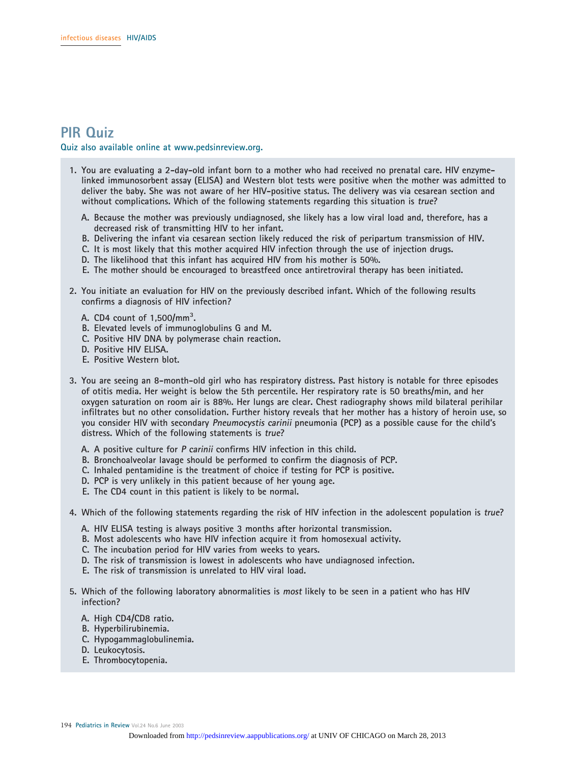## PIR Quiz

**Quiz also available online at www.pedsinreview.org.**

1. You are evaluating a 2-day-old infant born to a mother who had received no prenatal care. HIV enzyme-linked immunosorbent assay (ELISA) and Western blot tests were positive when the mother was admitted to deliver the baby. She was not aware of her HIV-positive status. The delivery was via cesarean section and without complications. Which of the following statements regarding this situation is *true*?

   A. Because the mother was previously undiagnosed, she likely has a low viral load and, therefore, has a decreased risk of transmitting HIV to her infant.
   B. Delivering the infant via cesarean section likely reduced the risk of peripartum transmission of HIV.
   C. It is most likely that this mother acquired HIV infection through the use of injection drugs.
   D. The likelihood that this infant has acquired HIV from his mother is 50%.
   E. The mother should be encouraged to breastfeed once antiretroviral therapy has been initiated.

2. You initiate an evaluation for HIV on the previously described infant. Which of the following results confirms a diagnosis of HIV infection?

   A. CD4 count of 1,500/mm$^3$.
   B. Elevated levels of immunoglobulins G and M.
   C. Positive HIV DNA by polymerase chain reaction.
   D. Positive HIV ELISA.
   E. Positive Western blot.

3. You are seeing an 8-month-old girl who has respiratory distress. Past history is notable for three episodes of otitis media. Her weight is below the 5th percentile. Her respiratory rate is 50 breaths/min, and her oxygen saturation on room air is 88%. Her lungs are clear. Chest radiography shows mild bilateral perihilar infiltrates but no other consolidation. Further history reveals that her mother has a history of heroin use, so you consider HIV with secondary *Pneumocystis carinii* pneumonia (PCP) as a possible cause for the child's distress. Which of the following statements is *true*?

   A. A positive culture for *P carinii* confirms HIV infection in this child.
   B. Bronchoalveolar lavage should be performed to confirm the diagnosis of PCP.
   C. Inhaled pentamidine is the treatment of choice if testing for PCP is positive.
   D. PCP is very unlikely in this patient because of her young age.
   E. The CD4 count in this patient is likely to be normal.

4. Which of the following statements regarding the risk of HIV infection in the adolescent population is *true*?

   A. HIV ELISA testing is always positive 3 months after horizontal transmission.
   B. Most adolescents who have HIV infection acquire it from homosexual activity.
   C. The incubation period for HIV varies from weeks to years.
   D. The risk of transmission is lowest in adolescents who have undiagnosed infection.
   E. The risk of transmission is unrelated to HIV viral load.

5. Which of the following laboratory abnormalities is *most* likely to be seen in a patient who has HIV infection?

   A. High CD4/CD8 ratio.
   B. Hyperbilirubinemia.
   C. Hypogammaglobulinemia.
   D. Leukocytosis.
   E. Thrombocytopenia.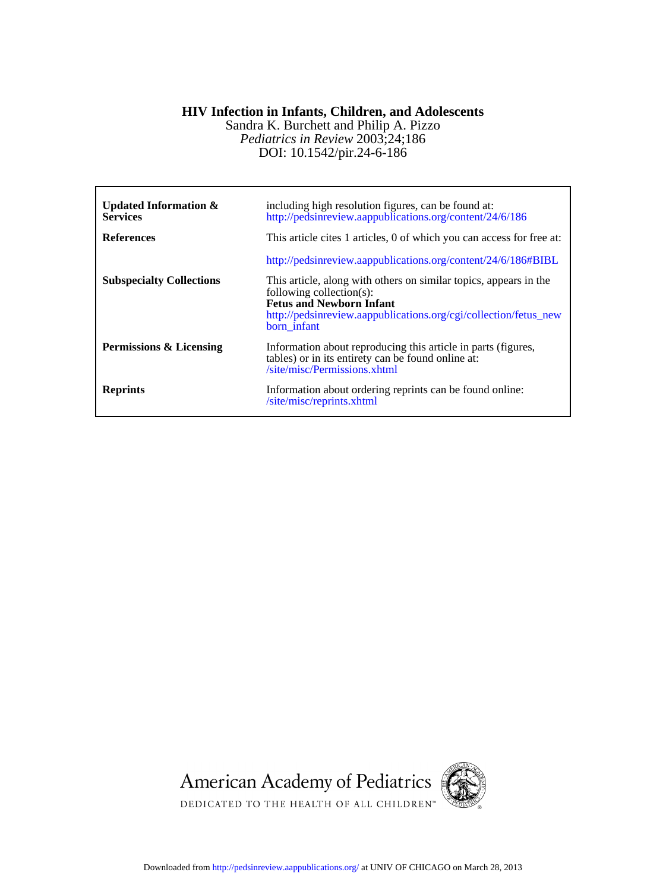# HIV Infection in Infants, Children, and Adolescents

Sandra K. Burchett and Philip A. Pizzo

*Pediatrics in Review* 2003;24;186

DOI: 10.1542/pir.24-6-186

| | |
|---|---|
| **Updated Information & Services** | including high resolution figures, can be found at: http://pedsinreview.aappublications.org/content/24/6/186 |
| **References** | This article cites 1 articles, 0 of which you can access for free at: http://pedsinreview.aappublications.org/content/24/6/186#BIBL |
| **Subspecialty Collections** | This article, along with others on similar topics, appears in the following collection(s): **Fetus and Newborn Infant** http://pedsinreview.aappublications.org/cgi/collection/fetus_newborn_infant |
| **Permissions & Licensing** | Information about reproducing this article in parts (figures, tables) or in its entirety can be found online at: /site/misc/Permissions.xhtml |
| **Reprints** | Information about ordering reprints can be found online: /site/misc/reprints.xhtml |

American Academy of Pediatrics

DEDICATED TO THE HEALTH OF ALL CHILDREN™

Downloaded from http://pedsinreview.aappublications.org/ at UNIV OF CHICAGO on March 28, 2013